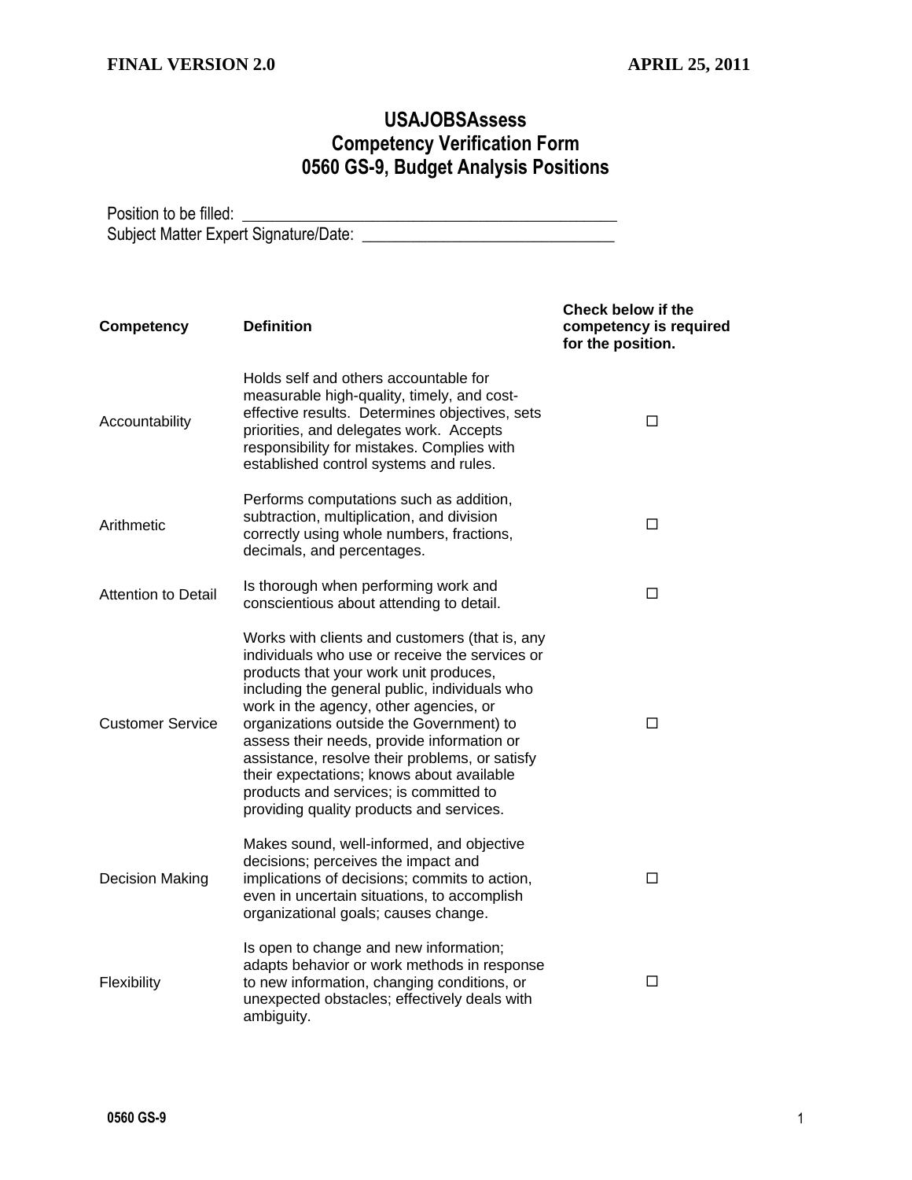**FINAL VERSION 2.0** **APRIL 25, 2011**

# USAJOBSAssess
## Competency Verification Form
## 0560 GS-9, Budget Analysis Positions

Position to be filled: ______________________________________________
Subject Matter Expert Signature/Date: ______________________________

| Competency | Definition | Check below if the competency is required for the position. |
|---|---|---|
| Accountability | Holds self and others accountable for measurable high-quality, timely, and cost-effective results. Determines objectives, sets priorities, and delegates work. Accepts responsibility for mistakes. Complies with established control systems and rules. | ☐ |
| Arithmetic | Performs computations such as addition, subtraction, multiplication, and division correctly using whole numbers, fractions, decimals, and percentages. | ☐ |
| Attention to Detail | Is thorough when performing work and conscientious about attending to detail. | ☐ |
| Customer Service | Works with clients and customers (that is, any individuals who use or receive the services or products that your work unit produces, including the general public, individuals who work in the agency, other agencies, or organizations outside the Government) to assess their needs, provide information or assistance, resolve their problems, or satisfy their expectations; knows about available products and services; is committed to providing quality products and services. | ☐ |
| Decision Making | Makes sound, well-informed, and objective decisions; perceives the impact and implications of decisions; commits to action, even in uncertain situations, to accomplish organizational goals; causes change. | ☐ |
| Flexibility | Is open to change and new information; adapts behavior or work methods in response to new information, changing conditions, or unexpected obstacles; effectively deals with ambiguity. | ☐ |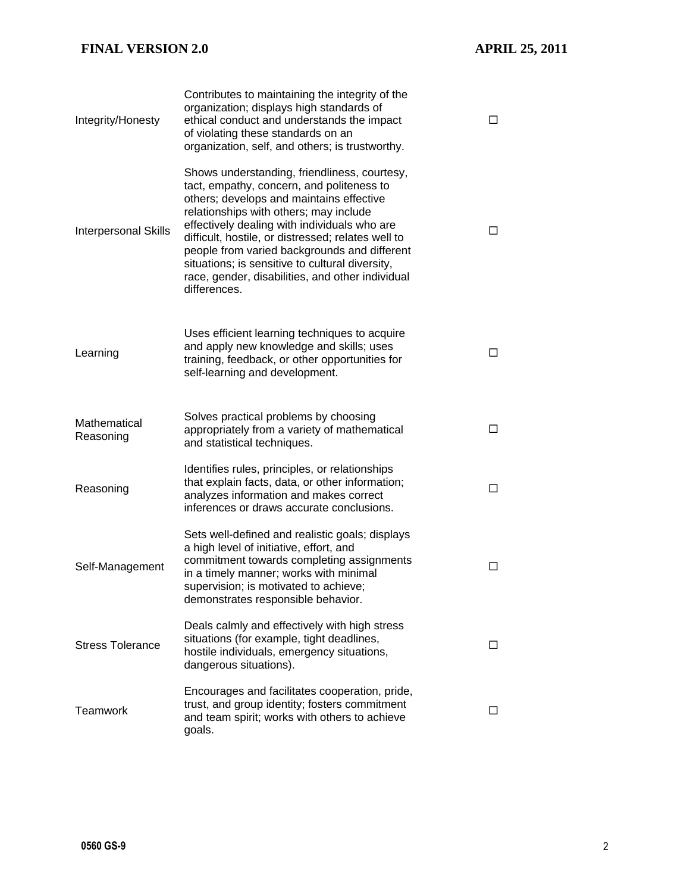| | | |
|---|---|---|
| Integrity/Honesty | Contributes to maintaining the integrity of the organization; displays high standards of ethical conduct and understands the impact of violating these standards on an organization, self, and others; is trustworthy. | ☐ |
| Interpersonal Skills | Shows understanding, friendliness, courtesy, tact, empathy, concern, and politeness to others; develops and maintains effective relationships with others; may include effectively dealing with individuals who are difficult, hostile, or distressed; relates well to people from varied backgrounds and different situations; is sensitive to cultural diversity, race, gender, disabilities, and other individual differences. | ☐ |
| Learning | Uses efficient learning techniques to acquire and apply new knowledge and skills; uses training, feedback, or other opportunities for self-learning and development. | ☐ |
| Mathematical Reasoning | Solves practical problems by choosing appropriately from a variety of mathematical and statistical techniques. | ☐ |
| Reasoning | Identifies rules, principles, or relationships that explain facts, data, or other information; analyzes information and makes correct inferences or draws accurate conclusions. | ☐ |
| Self-Management | Sets well-defined and realistic goals; displays a high level of initiative, effort, and commitment towards completing assignments in a timely manner; works with minimal supervision; is motivated to achieve; demonstrates responsible behavior. | ☐ |
| Stress Tolerance | Deals calmly and effectively with high stress situations (for example, tight deadlines, hostile individuals, emergency situations, dangerous situations). | ☐ |
| Teamwork | Encourages and facilitates cooperation, pride, trust, and group identity; fosters commitment and team spirit; works with others to achieve goals. | ☐ |